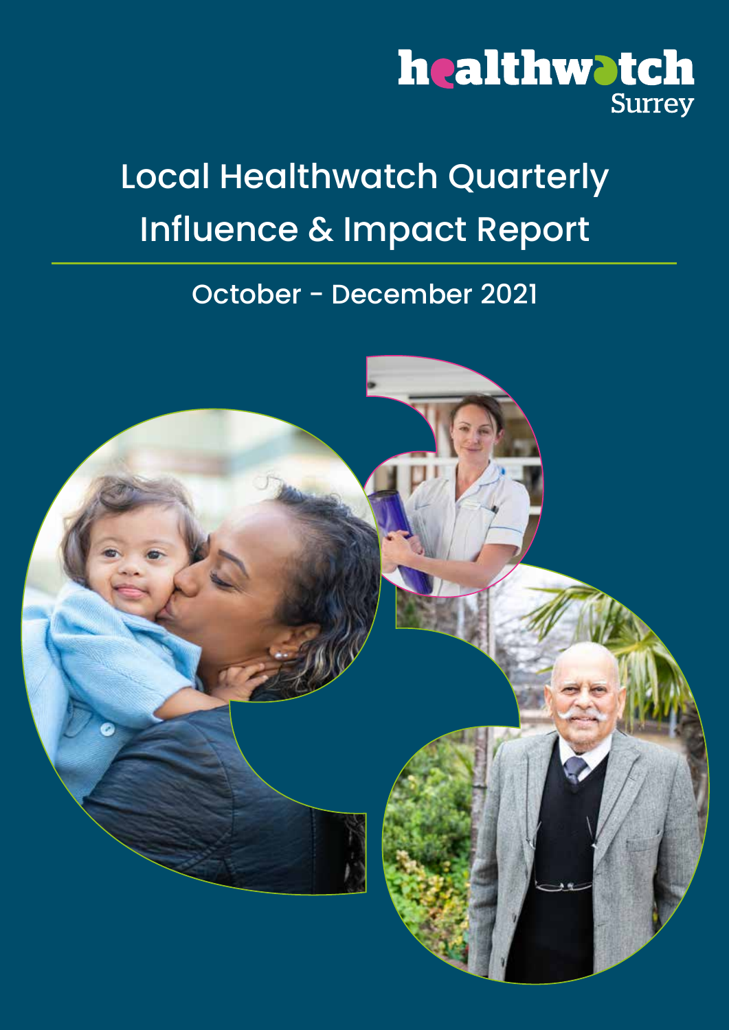healthwatch Surrey

# Local Healthwatch Quarterly Influence & Impact Report

## October - December 2021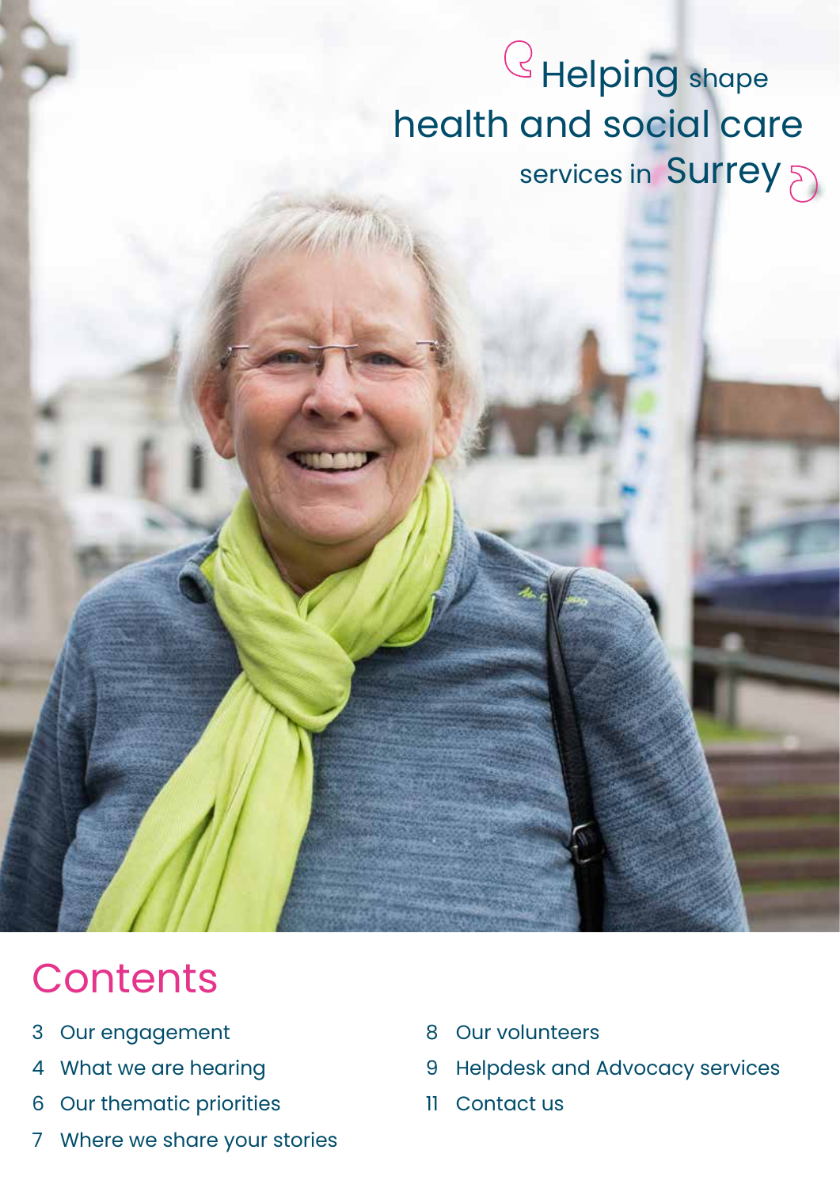Helping shape health and social care services in Surrey

# Contents

3 Our engagement

4 What we are hearing

6 Our thematic priorities

7 Where we share your stories

8 Our volunteers

9 Helpdesk and Advocacy services

11 Contact us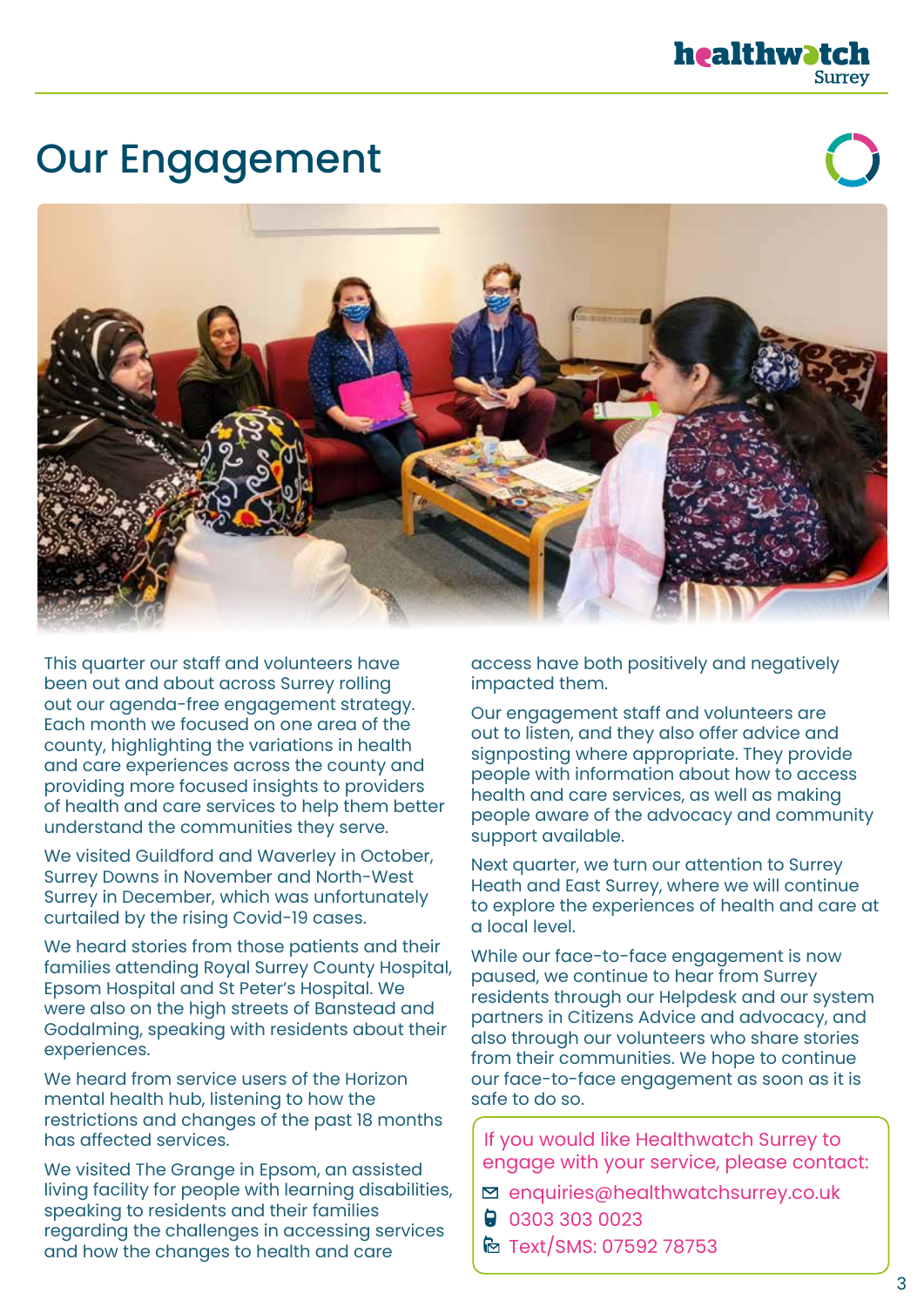# Our Engagement

This quarter our staff and volunteers have been out and about across Surrey rolling out our agenda-free engagement strategy. Each month we focused on one area of the county, highlighting the variations in health and care experiences across the county and providing more focused insights to providers of health and care services to help them better understand the communities they serve.

We visited Guildford and Waverley in October, Surrey Downs in November and North-West Surrey in December, which was unfortunately curtailed by the rising Covid-19 cases.

We heard stories from those patients and their families attending Royal Surrey County Hospital, Epsom Hospital and St Peter's Hospital. We were also on the high streets of Banstead and Godalming, speaking with residents about their experiences.

We heard from service users of the Horizon mental health hub, listening to how the restrictions and changes of the past 18 months has affected services.

We visited The Grange in Epsom, an assisted living facility for people with learning disabilities, speaking to residents and their families regarding the challenges in accessing services and how the changes to health and care access have both positively and negatively impacted them.

Our engagement staff and volunteers are out to listen, and they also offer advice and signposting where appropriate. They provide people with information about how to access health and care services, as well as making people aware of the advocacy and community support available.

Next quarter, we turn our attention to Surrey Heath and East Surrey, where we will continue to explore the experiences of health and care at a local level.

While our face-to-face engagement is now paused, we continue to hear from Surrey residents through our Helpdesk and our system partners in Citizens Advice and advocacy, and also through our volunteers who share stories from their communities. We hope to continue our face-to-face engagement as soon as it is safe to do so.

If you would like Healthwatch Surrey to engage with your service, please contact:

- enquiries@healthwatchsurrey.co.uk
- 0303 303 0023
- Text/SMS: 07592 78753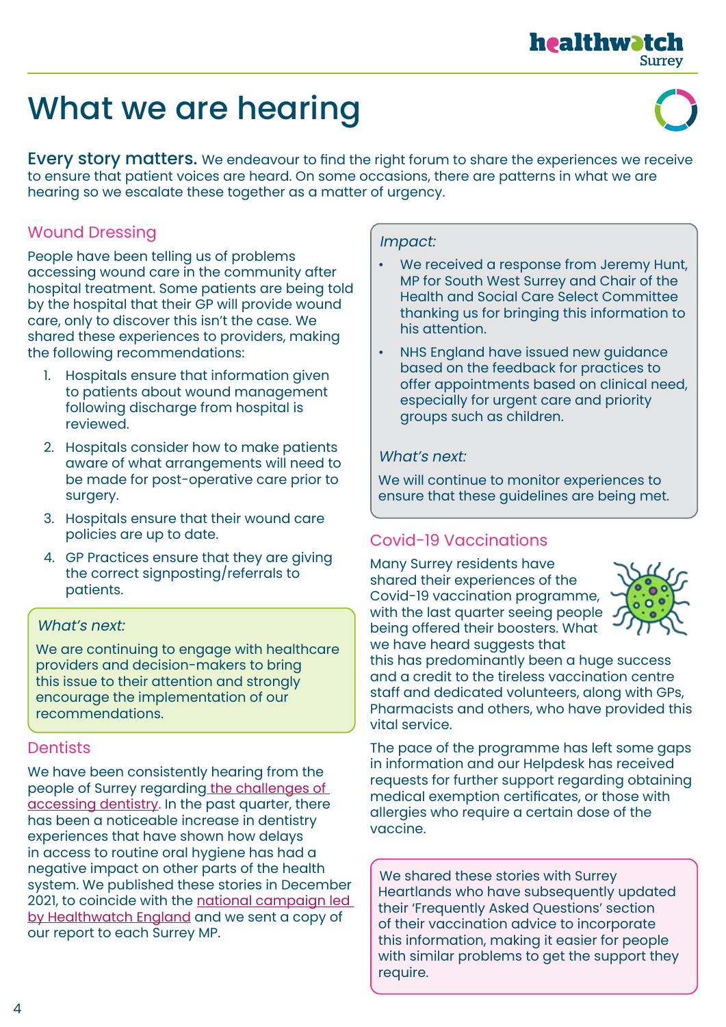# What we are hearing

**Every story matters.** We endeavour to find the right forum to share the experiences we receive to ensure that patient voices are heard. On some occasions, there are patterns in what we are hearing so we escalate these together as a matter of urgency.

## Wound Dressing

People have been telling us of problems accessing wound care in the community after hospital treatment. Some patients are being told by the hospital that their GP will provide wound care, only to discover this isn't the case. We shared these experiences to providers, making the following recommendations:

1. Hospitals ensure that information given to patients about wound management following discharge from hospital is reviewed.
2. Hospitals consider how to make patients aware of what arrangements will need to be made for post-operative care prior to surgery.
3. Hospitals ensure that their wound care policies are up to date.
4. GP Practices ensure that they are giving the correct signposting/referrals to patients.

*What's next:*

We are continuing to engage with healthcare providers and decision-makers to bring this issue to their attention and strongly encourage the implementation of our recommendations.

## Dentists

We have been consistently hearing from the people of Surrey regarding the challenges of accessing dentistry. In the past quarter, there has been a noticeable increase in dentistry experiences that have shown how delays in access to routine oral hygiene has had a negative impact on other parts of the health system. We published these stories in December 2021, to coincide with the national campaign led by Healthwatch England and we sent a copy of our report to each Surrey MP.

*Impact:*

- We received a response from Jeremy Hunt, MP for South West Surrey and Chair of the Health and Social Care Select Committee thanking us for bringing this information to his attention.
- NHS England have issued new guidance based on the feedback for practices to offer appointments based on clinical need, especially for urgent care and priority groups such as children.

*What's next:*

We will continue to monitor experiences to ensure that these guidelines are being met.

## Covid-19 Vaccinations

Many Surrey residents have shared their experiences of the Covid-19 vaccination programme, with the last quarter seeing people being offered their boosters. What we have heard suggests that this has predominantly been a huge success and a credit to the tireless vaccination centre staff and dedicated volunteers, along with GPs, Pharmacists and others, who have provided this vital service.

The pace of the programme has left some gaps in information and our Helpdesk has received requests for further support regarding obtaining medical exemption certificates, or those with allergies who require a certain dose of the vaccine.

We shared these stories with Surrey Heartlands who have subsequently updated their 'Frequently Asked Questions' section of their vaccination advice to incorporate this information, making it easier for people with similar problems to get the support they require.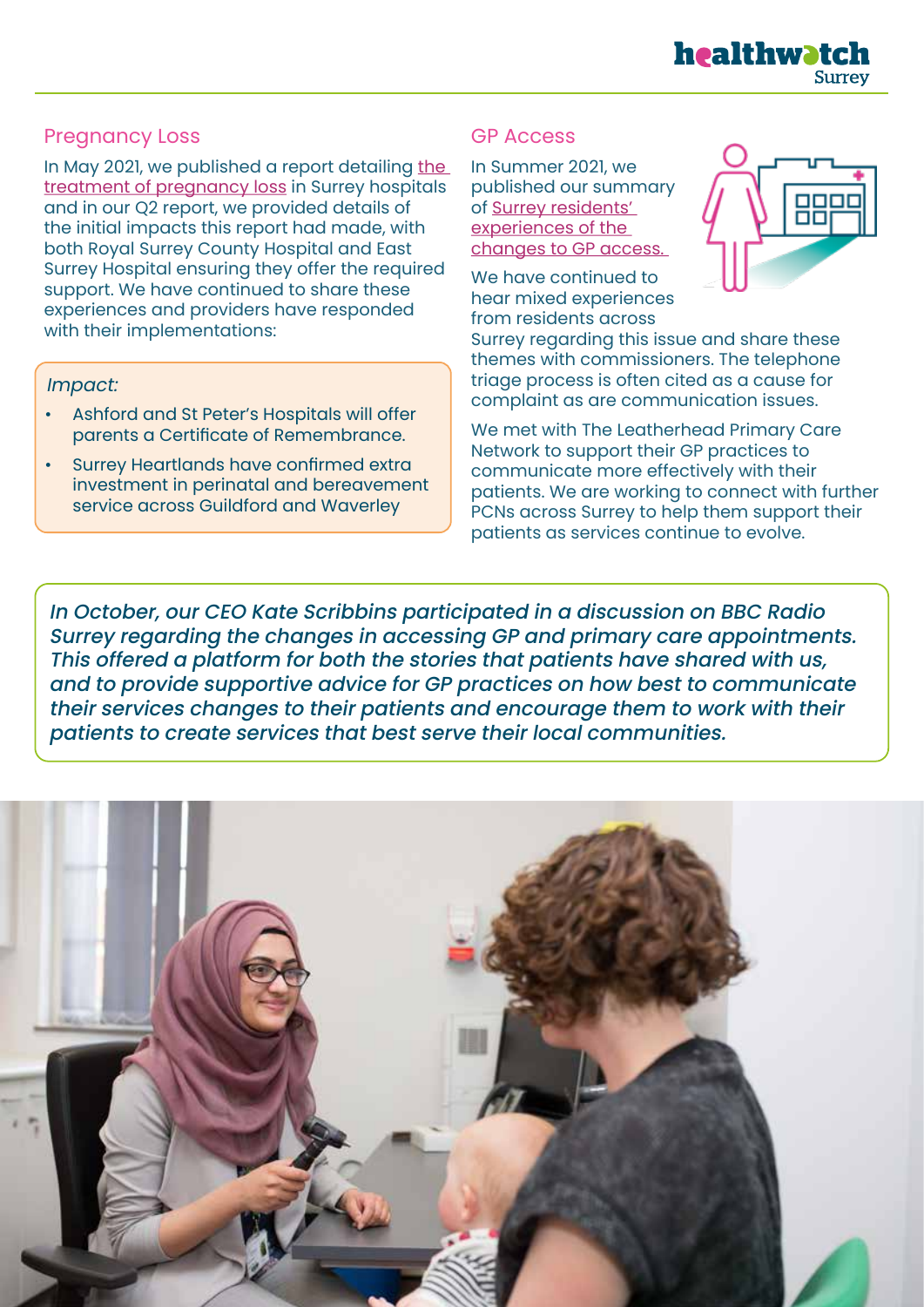## Pregnancy Loss

In May 2021, we published a report detailing the treatment of pregnancy loss in Surrey hospitals and in our Q2 report, we provided details of the initial impacts this report had made, with both Royal Surrey County Hospital and East Surrey Hospital ensuring they offer the required support. We have continued to share these experiences and providers have responded with their implementations:

*Impact:*

- Ashford and St Peter's Hospitals will offer parents a Certificate of Remembrance.
- Surrey Heartlands have confirmed extra investment in perinatal and bereavement service across Guildford and Waverley

## GP Access

In Summer 2021, we published our summary of Surrey residents' experiences of the changes to GP access.

We have continued to hear mixed experiences from residents across Surrey regarding this issue and share these themes with commissioners. The telephone triage process is often cited as a cause for complaint as are communication issues.

We met with The Leatherhead Primary Care Network to support their GP practices to communicate more effectively with their patients. We are working to connect with further PCNs across Surrey to help them support their patients as services continue to evolve.

*In October, our CEO Kate Scribbins participated in a discussion on BBC Radio Surrey regarding the changes in accessing GP and primary care appointments. This offered a platform for both the stories that patients have shared with us, and to provide supportive advice for GP practices on how best to communicate their services changes to their patients and encourage them to work with their patients to create services that best serve their local communities.*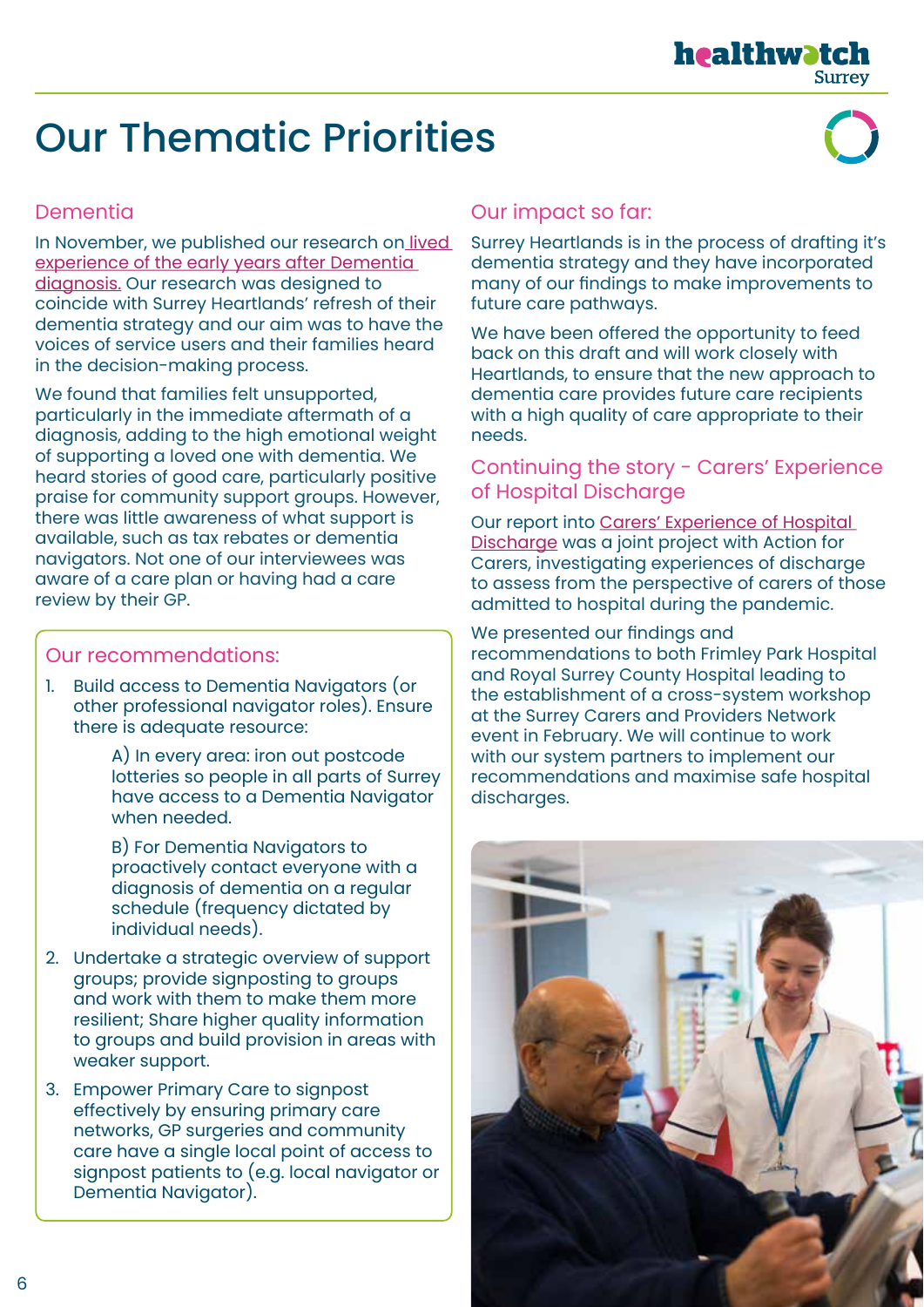# Our Thematic Priorities

## Dementia

In November, we published our research on lived experience of the early years after Dementia diagnosis. Our research was designed to coincide with Surrey Heartlands' refresh of their dementia strategy and our aim was to have the voices of service users and their families heard in the decision-making process.

We found that families felt unsupported, particularly in the immediate aftermath of a diagnosis, adding to the high emotional weight of supporting a loved one with dementia. We heard stories of good care, particularly positive praise for community support groups. However, there was little awareness of what support is available, such as tax rebates or dementia navigators. Not one of our interviewees was aware of a care plan or having had a care review by their GP.

### Our recommendations:

1. Build access to Dementia Navigators (or other professional navigator roles). Ensure there is adequate resource:

   A) In every area: iron out postcode lotteries so people in all parts of Surrey have access to a Dementia Navigator when needed.

   B) For Dementia Navigators to proactively contact everyone with a diagnosis of dementia on a regular schedule (frequency dictated by individual needs).

2. Undertake a strategic overview of support groups; provide signposting to groups and work with them to make them more resilient; Share higher quality information to groups and build provision in areas with weaker support.
3. Empower Primary Care to signpost effectively by ensuring primary care networks, GP surgeries and community care have a single local point of access to signpost patients to (e.g. local navigator or Dementia Navigator).

## Our impact so far:

Surrey Heartlands is in the process of drafting it's dementia strategy and they have incorporated many of our findings to make improvements to future care pathways.

We have been offered the opportunity to feed back on this draft and will work closely with Heartlands, to ensure that the new approach to dementia care provides future care recipients with a high quality of care appropriate to their needs.

## Continuing the story - Carers' Experience of Hospital Discharge

Our report into Carers' Experience of Hospital Discharge was a joint project with Action for Carers, investigating experiences of discharge to assess from the perspective of carers of those admitted to hospital during the pandemic.

We presented our findings and recommendations to both Frimley Park Hospital and Royal Surrey County Hospital leading to the establishment of a cross-system workshop at the Surrey Carers and Providers Network event in February. We will continue to work with our system partners to implement our recommendations and maximise safe hospital discharges.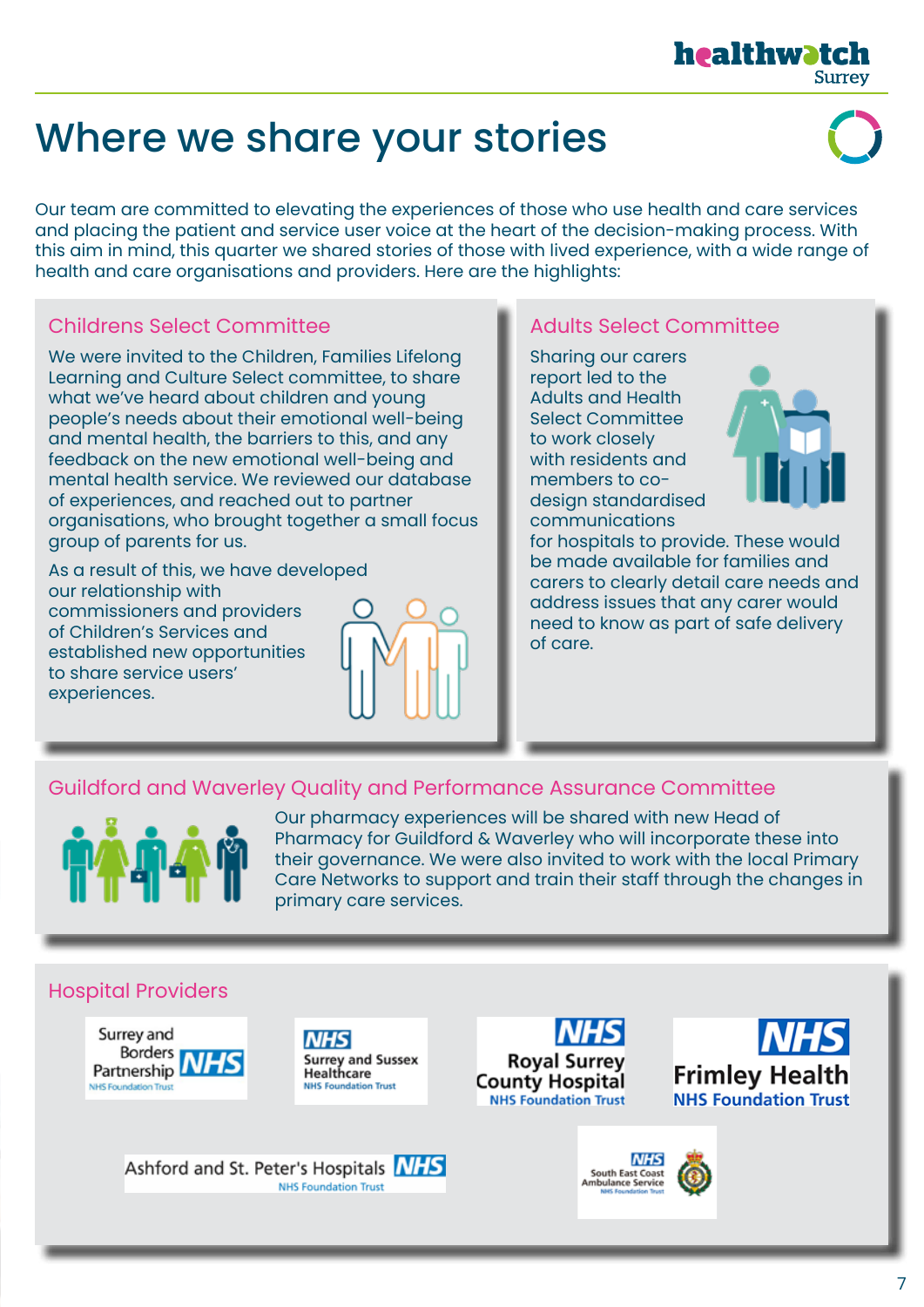# Where we share your stories

Our team are committed to elevating the experiences of those who use health and care services and placing the patient and service user voice at the heart of the decision-making process. With this aim in mind, this quarter we shared stories of those with lived experience, with a wide range of health and care organisations and providers. Here are the highlights:

## Childrens Select Committee

We were invited to the Children, Families Lifelong Learning and Culture Select committee, to share what we've heard about children and young people's needs about their emotional well-being and mental health, the barriers to this, and any feedback on the new emotional well-being and mental health service. We reviewed our database of experiences, and reached out to partner organisations, who brought together a small focus group of parents for us.

As a result of this, we have developed our relationship with commissioners and providers of Children's Services and established new opportunities to share service users' experiences.

## Adults Select Committee

Sharing our carers report led to the Adults and Health Select Committee to work closely with residents and members to co-design standardised communications for hospitals to provide. These would be made available for families and carers to clearly detail care needs and address issues that any carer would need to know as part of safe delivery of care.

## Guildford and Waverley Quality and Performance Assurance Committee

Our pharmacy experiences will be shared with new Head of Pharmacy for Guildford & Waverley who will incorporate these into their governance. We were also invited to work with the local Primary Care Networks to support and train their staff through the changes in primary care services.

## Hospital Providers

- Surrey and Borders Partnership NHS Foundation Trust
- Surrey and Sussex Healthcare NHS Foundation Trust
- Royal Surrey County Hospital NHS Foundation Trust
- Frimley Health NHS Foundation Trust
- Ashford and St. Peter's Hospitals NHS Foundation Trust
- South East Coast Ambulance Service NHS Foundation Trust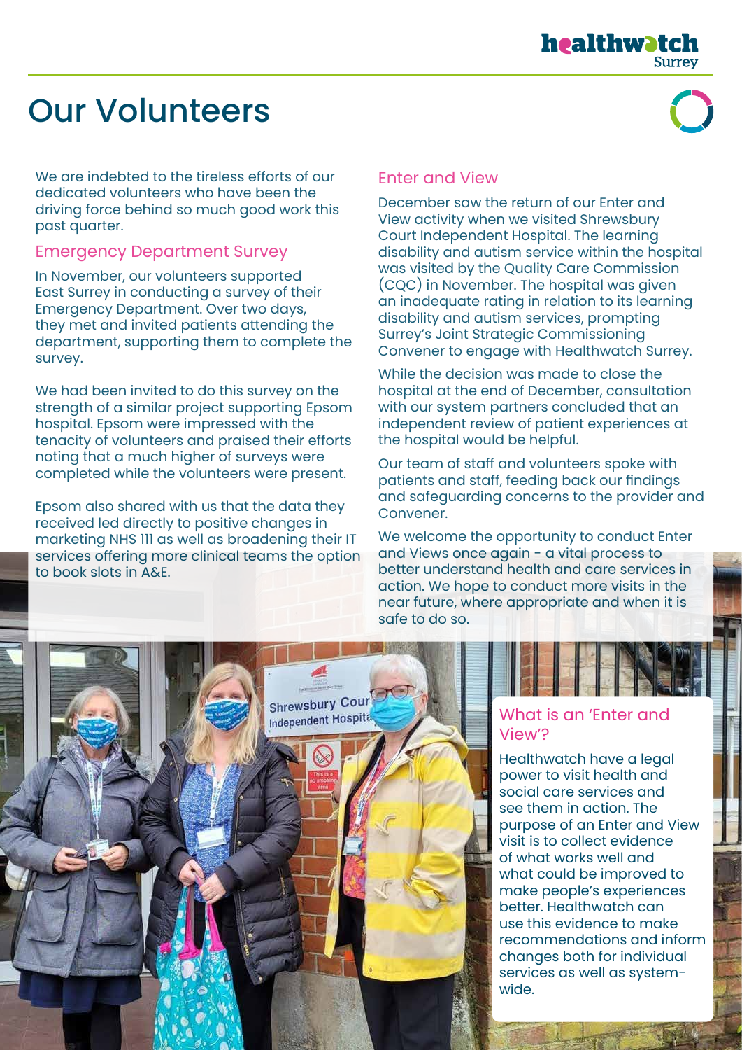# Our Volunteers

We are indebted to the tireless efforts of our dedicated volunteers who have been the driving force behind so much good work this past quarter.

## Emergency Department Survey

In November, our volunteers supported East Surrey in conducting a survey of their Emergency Department. Over two days, they met and invited patients attending the department, supporting them to complete the survey.

We had been invited to do this survey on the strength of a similar project supporting Epsom hospital. Epsom were impressed with the tenacity of volunteers and praised their efforts noting that a much higher of surveys were completed while the volunteers were present.

Epsom also shared with us that the data they received led directly to positive changes in marketing NHS 111 as well as broadening their IT services offering more clinical teams the option to book slots in A&E.

## Enter and View

December saw the return of our Enter and View activity when we visited Shrewsbury Court Independent Hospital. The learning disability and autism service within the hospital was visited by the Quality Care Commission (CQC) in November. The hospital was given an inadequate rating in relation to its learning disability and autism services, prompting Surrey's Joint Strategic Commissioning Convener to engage with Healthwatch Surrey.

While the decision was made to close the hospital at the end of December, consultation with our system partners concluded that an independent review of patient experiences at the hospital would be helpful.

Our team of staff and volunteers spoke with patients and staff, feeding back our findings and safeguarding concerns to the provider and Convener.

We welcome the opportunity to conduct Enter and Views once again - a vital process to better understand health and care services in action. We hope to conduct more visits in the near future, where appropriate and when it is safe to do so.

## What is an 'Enter and View'?

Healthwatch have a legal power to visit health and social care services and see them in action. The purpose of an Enter and View visit is to collect evidence of what works well and what could be improved to make people's experiences better. Healthwatch can use this evidence to make recommendations and inform changes both for individual services as well as system-wide.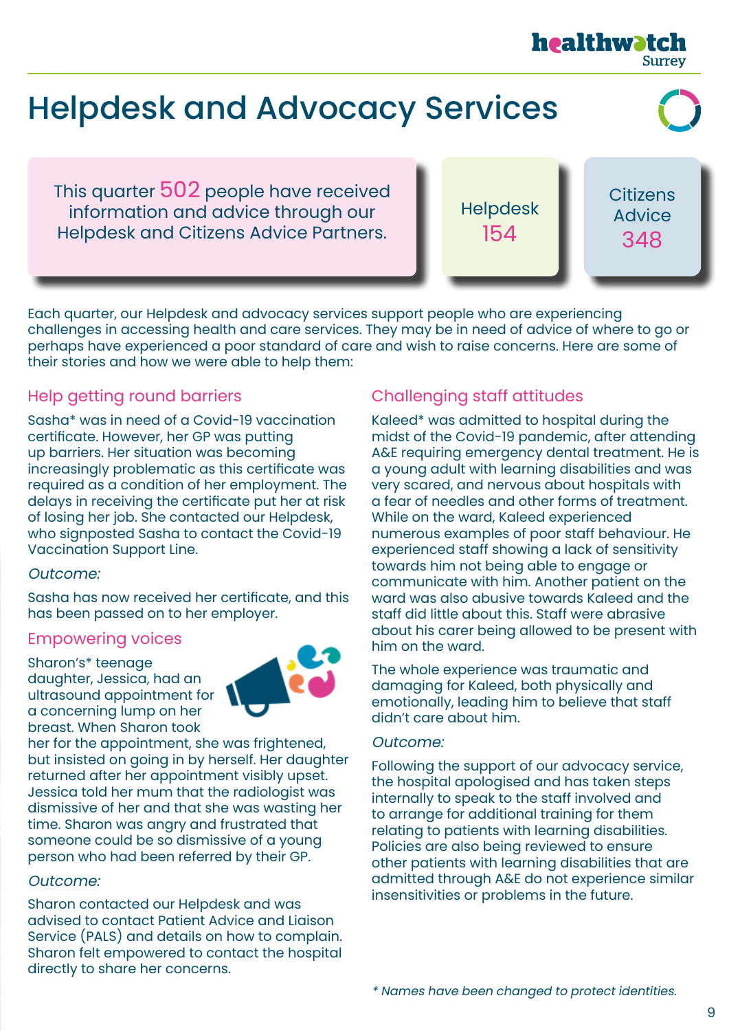# Helpdesk and Advocacy Services

This quarter 502 people have received information and advice through our Helpdesk and Citizens Advice Partners.

Helpdesk
154

Citizens Advice
348

Each quarter, our Helpdesk and advocacy services support people who are experiencing challenges in accessing health and care services. They may be in need of advice of where to go or perhaps have experienced a poor standard of care and wish to raise concerns. Here are some of their stories and how we were able to help them:

## Help getting round barriers

Sasha* was in need of a Covid-19 vaccination certificate. However, her GP was putting up barriers. Her situation was becoming increasingly problematic as this certificate was required as a condition of her employment. The delays in receiving the certificate put her at risk of losing her job. She contacted our Helpdesk, who signposted Sasha to contact the Covid-19 Vaccination Support Line.

*Outcome:*

Sasha has now received her certificate, and this has been passed on to her employer.

## Empowering voices

Sharon's* teenage daughter, Jessica, had an ultrasound appointment for a concerning lump on her breast. When Sharon took her for the appointment, she was frightened, but insisted on going in by herself. Her daughter returned after her appointment visibly upset. Jessica told her mum that the radiologist was dismissive of her and that she was wasting her time. Sharon was angry and frustrated that someone could be so dismissive of a young person who had been referred by their GP.

*Outcome:*

Sharon contacted our Helpdesk and was advised to contact Patient Advice and Liaison Service (PALS) and details on how to complain. Sharon felt empowered to contact the hospital directly to share her concerns.

## Challenging staff attitudes

Kaleed* was admitted to hospital during the midst of the Covid-19 pandemic, after attending A&E requiring emergency dental treatment. He is a young adult with learning disabilities and was very scared, and nervous about hospitals with a fear of needles and other forms of treatment. While on the ward, Kaleed experienced numerous examples of poor staff behaviour. He experienced staff showing a lack of sensitivity towards him not being able to engage or communicate with him. Another patient on the ward was also abusive towards Kaleed and the staff did little about this. Staff were abrasive about his carer being allowed to be present with him on the ward.

The whole experience was traumatic and damaging for Kaleed, both physically and emotionally, leading him to believe that staff didn't care about him.

*Outcome:*

Following the support of our advocacy service, the hospital apologised and has taken steps internally to speak to the staff involved and to arrange for additional training for them relating to patients with learning disabilities. Policies are also being reviewed to ensure other patients with learning disabilities that are admitted through A&E do not experience similar insensitivities or problems in the future.

*\* Names have been changed to protect identities.*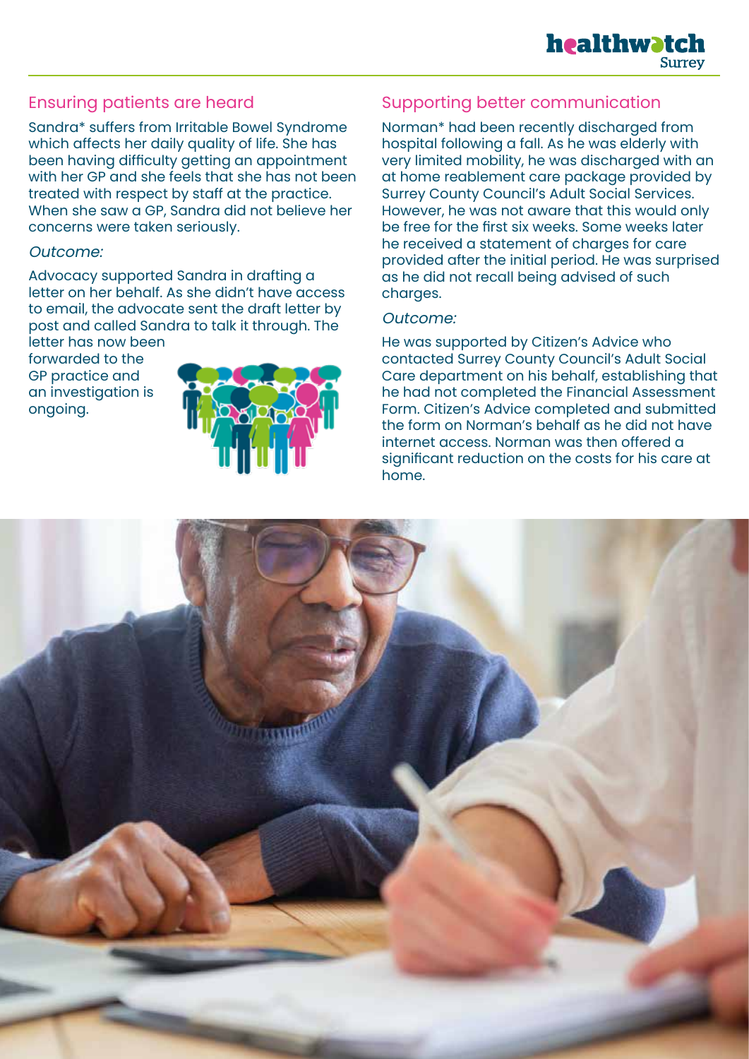## Ensuring patients are heard

Sandra* suffers from Irritable Bowel Syndrome which affects her daily quality of life. She has been having difficulty getting an appointment with her GP and she feels that she has not been treated with respect by staff at the practice. When she saw a GP, Sandra did not believe her concerns were taken seriously.

*Outcome:*

Advocacy supported Sandra in drafting a letter on her behalf. As she didn't have access to email, the advocate sent the draft letter by post and called Sandra to talk it through. The letter has now been forwarded to the GP practice and an investigation is ongoing.

## Supporting better communication

Norman* had been recently discharged from hospital following a fall. As he was elderly with very limited mobility, he was discharged with an at home reablement care package provided by Surrey County Council's Adult Social Services. However, he was not aware that this would only be free for the first six weeks. Some weeks later he received a statement of charges for care provided after the initial period. He was surprised as he did not recall being advised of such charges.

*Outcome:*

He was supported by Citizen's Advice who contacted Surrey County Council's Adult Social Care department on his behalf, establishing that he had not completed the Financial Assessment Form. Citizen's Advice completed and submitted the form on Norman's behalf as he did not have internet access. Norman was then offered a significant reduction on the costs for his care at home.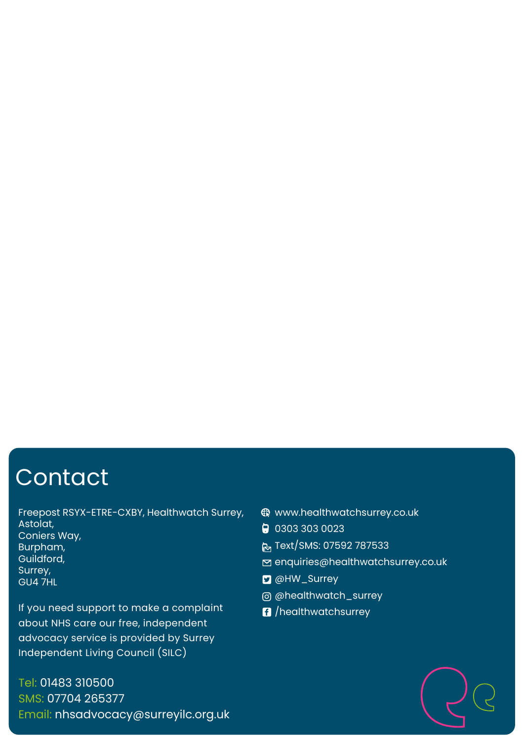# Contact

Freepost RSYX-ETRE-CXBY, Healthwatch Surrey,
Astolat,
Coniers Way,
Burpham,
Guildford,
Surrey,
GU4 7HL

If you need support to make a complaint about NHS care our free, independent advocacy service is provided by Surrey Independent Living Council (SILC)

Tel: 01483 310500
SMS: 07704 265377
Email: nhsadvocacy@surreyilc.org.uk

www.healthwatchsurrey.co.uk
0303 303 0023
Text/SMS: 07592 787533
enquiries@healthwatchsurrey.co.uk
@HW_Surrey
@healthwatch_surrey
/healthwatchsurrey